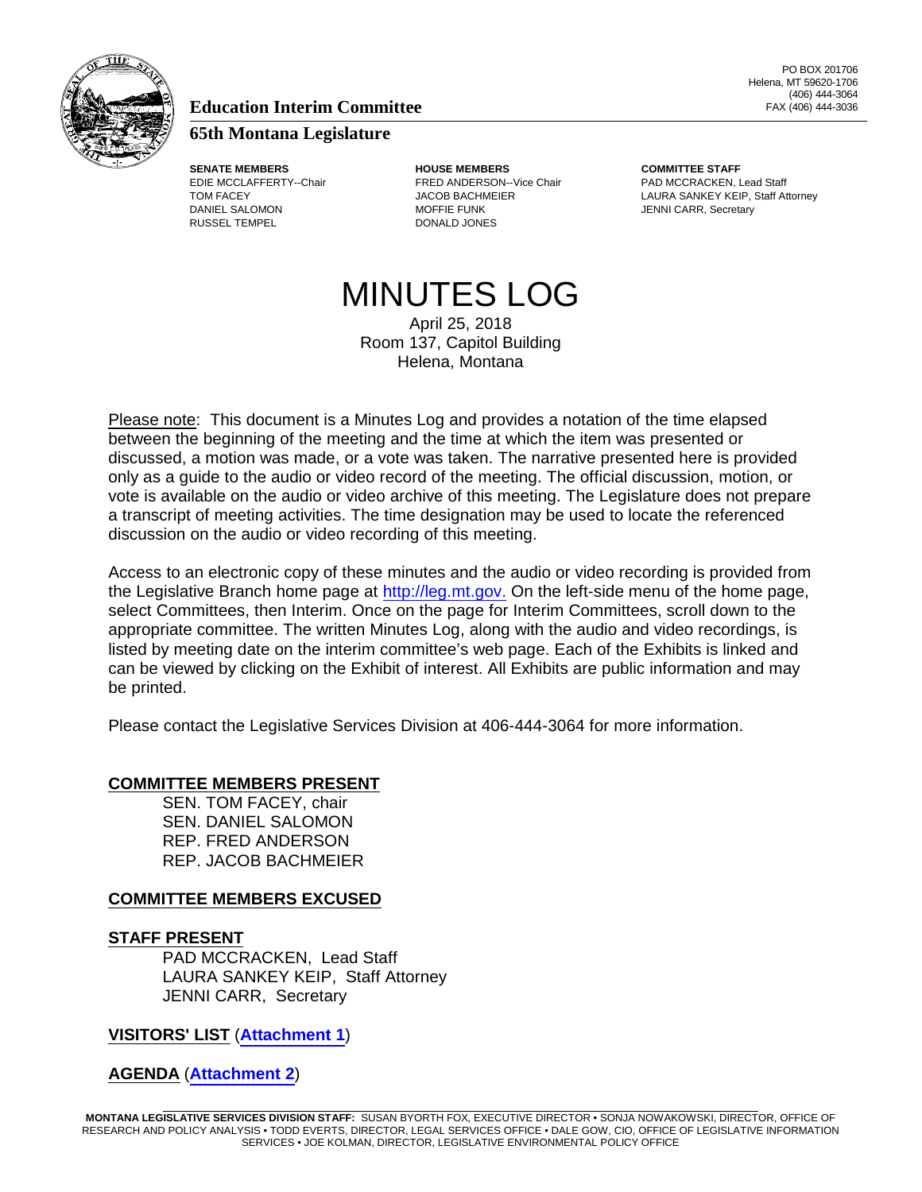**Education Interim Committee**

**65th Montana Legislature**

PO BOX 201706
Helena, MT 59620-1706
(406) 444-3064
FAX (406) 444-3036

| SENATE MEMBERS | HOUSE MEMBERS | COMMITTEE STAFF |
|---|---|---|
| EDIE MCCLAFFERTY--Chair | FRED ANDERSON--Vice Chair | PAD MCCRACKEN, Lead Staff |
| TOM FACEY | JACOB BACHMEIER | LAURA SANKEY KEIP, Staff Attorney |
| DANIEL SALOMON | MOFFIE FUNK | JENNI CARR, Secretary |
| RUSSEL TEMPEL | DONALD JONES | |

# MINUTES LOG

April 25, 2018
Room 137, Capitol Building
Helena, Montana

Please note: This document is a Minutes Log and provides a notation of the time elapsed between the beginning of the meeting and the time at which the item was presented or discussed, a motion was made, or a vote was taken. The narrative presented here is provided only as a guide to the audio or video record of the meeting. The official discussion, motion, or vote is available on the audio or video archive of this meeting. The Legislature does not prepare a transcript of meeting activities. The time designation may be used to locate the referenced discussion on the audio or video recording of this meeting.

Access to an electronic copy of these minutes and the audio or video recording is provided from the Legislative Branch home page at http://leg.mt.gov. On the left-side menu of the home page, select Committees, then Interim. Once on the page for Interim Committees, scroll down to the appropriate committee. The written Minutes Log, along with the audio and video recordings, is listed by meeting date on the interim committee's web page. Each of the Exhibits is linked and can be viewed by clicking on the Exhibit of interest. All Exhibits are public information and may be printed.

Please contact the Legislative Services Division at 406-444-3064 for more information.

## COMMITTEE MEMBERS PRESENT

SEN. TOM FACEY, chair
SEN. DANIEL SALOMON
REP. FRED ANDERSON
REP. JACOB BACHMEIER

## COMMITTEE MEMBERS EXCUSED

## STAFF PRESENT

PAD MCCRACKEN, Lead Staff
LAURA SANKEY KEIP, Staff Attorney
JENNI CARR, Secretary

## VISITORS' LIST (Attachment 1)

## AGENDA (Attachment 2)

**MONTANA LEGISLATIVE SERVICES DIVISION STAFF:** SUSAN BYORTH FOX, EXECUTIVE DIRECTOR • SONJA NOWAKOWSKI, DIRECTOR, OFFICE OF RESEARCH AND POLICY ANALYSIS • TODD EVERTS, DIRECTOR, LEGAL SERVICES OFFICE • DALE GOW, CIO, OFFICE OF LEGISLATIVE INFORMATION SERVICES • JOE KOLMAN, DIRECTOR, LEGISLATIVE ENVIRONMENTAL POLICY OFFICE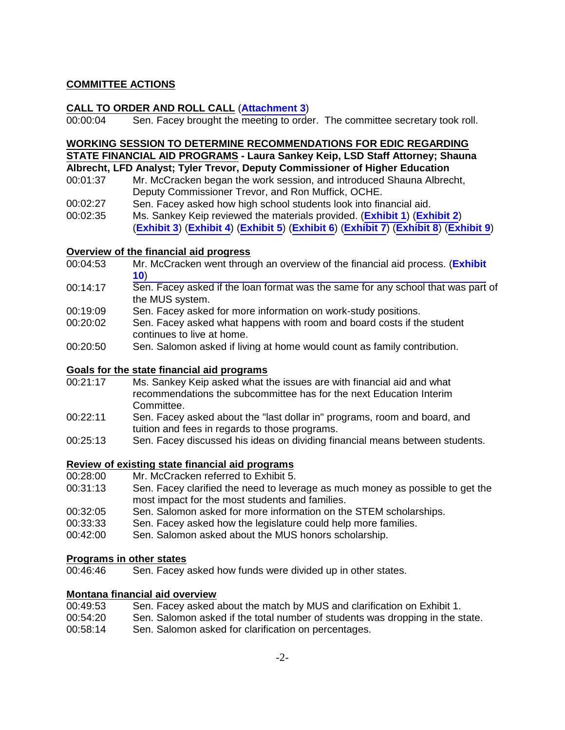**COMMITTEE ACTIONS**

**CALL TO ORDER AND ROLL CALL** (**Attachment 3**)

00:00:04 Sen. Facey brought the meeting to order. The committee secretary took roll.

**WORKING SESSION TO DETERMINE RECOMMENDATIONS FOR EDIC REGARDING STATE FINANCIAL AID PROGRAMS - Laura Sankey Keip, LSD Staff Attorney; Shauna Albrecht, LFD Analyst; Tyler Trevor, Deputy Commissioner of Higher Education**

00:01:37 Mr. McCracken began the work session, and introduced Shauna Albrecht, Deputy Commissioner Trevor, and Ron Muffick, OCHE.

00:02:27 Sen. Facey asked how high school students look into financial aid.

00:02:35 Ms. Sankey Keip reviewed the materials provided. (**Exhibit 1**) (**Exhibit 2**) (**Exhibit 3**) (**Exhibit 4**) (**Exhibit 5**) (**Exhibit 6**) (**Exhibit 7**) (**Exhibit 8**) (**Exhibit 9**)

**Overview of the financial aid progress**

00:04:53 Mr. McCracken went through an overview of the financial aid process. (**Exhibit 10**)

00:14:17 Sen. Facey asked if the loan format was the same for any school that was part of the MUS system.

00:19:09 Sen. Facey asked for more information on work-study positions.

00:20:02 Sen. Facey asked what happens with room and board costs if the student continues to live at home.

00:20:50 Sen. Salomon asked if living at home would count as family contribution.

**Goals for the state financial aid programs**

00:21:17 Ms. Sankey Keip asked what the issues are with financial aid and what recommendations the subcommittee has for the next Education Interim Committee.

00:22:11 Sen. Facey asked about the "last dollar in" programs, room and board, and tuition and fees in regards to those programs.

00:25:13 Sen. Facey discussed his ideas on dividing financial means between students.

**Review of existing state financial aid programs**

00:28:00 Mr. McCracken referred to Exhibit 5.

00:31:13 Sen. Facey clarified the need to leverage as much money as possible to get the most impact for the most students and families.

00:32:05 Sen. Salomon asked for more information on the STEM scholarships.

00:33:33 Sen. Facey asked how the legislature could help more families.

00:42:00 Sen. Salomon asked about the MUS honors scholarship.

**Programs in other states**

00:46:46 Sen. Facey asked how funds were divided up in other states.

**Montana financial aid overview**

00:49:53 Sen. Facey asked about the match by MUS and clarification on Exhibit 1.

00:54:20 Sen. Salomon asked if the total number of students was dropping in the state.

00:58:14 Sen. Salomon asked for clarification on percentages.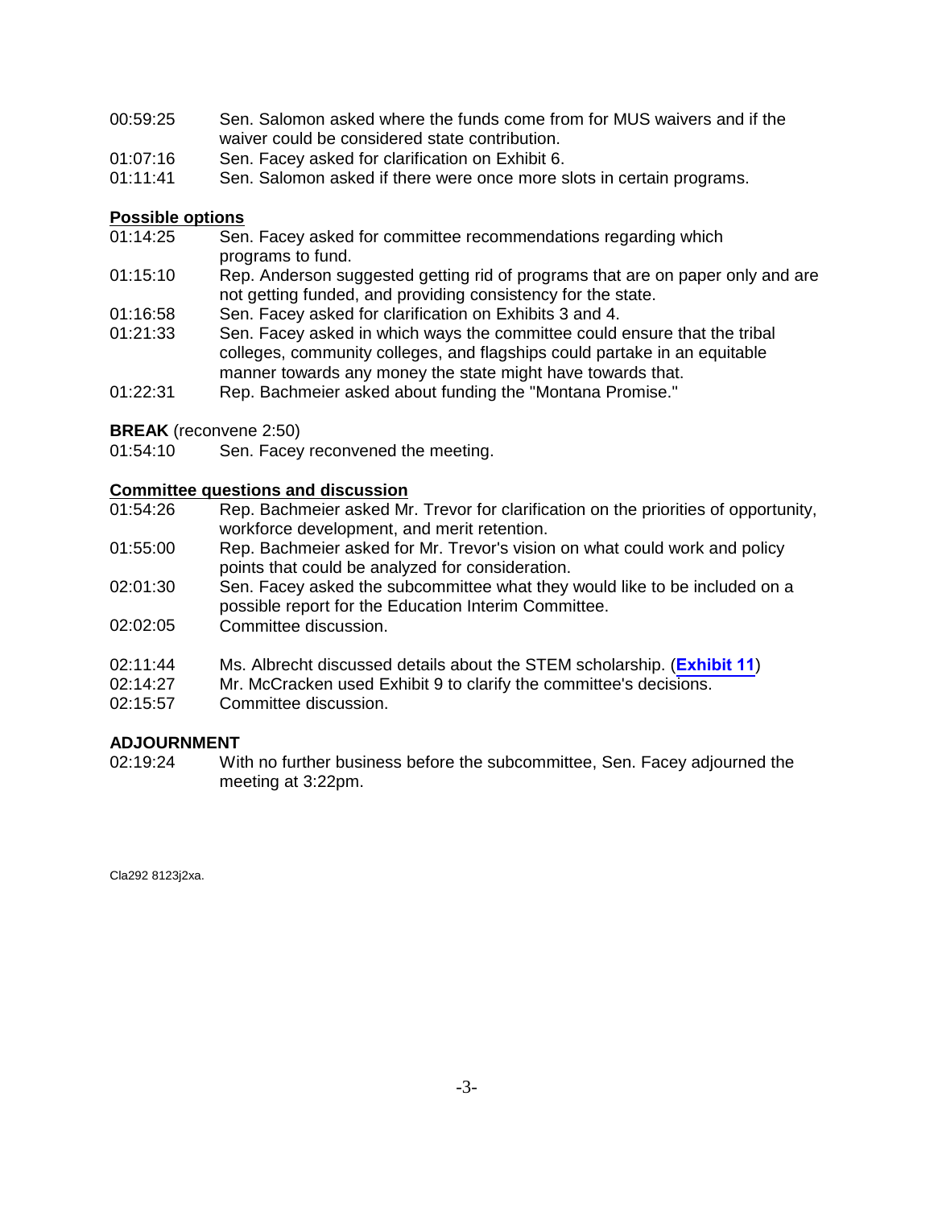| | |
|---|---|
| 00:59:25 | Sen. Salomon asked where the funds come from for MUS waivers and if the waiver could be considered state contribution. |
| 01:07:16 | Sen. Facey asked for clarification on Exhibit 6. |
| 01:11:41 | Sen. Salomon asked if there were once more slots in certain programs. |

**Possible options**

| | |
|---|---|
| 01:14:25 | Sen. Facey asked for committee recommendations regarding which programs to fund. |
| 01:15:10 | Rep. Anderson suggested getting rid of programs that are on paper only and are not getting funded, and providing consistency for the state. |
| 01:16:58 | Sen. Facey asked for clarification on Exhibits 3 and 4. |
| 01:21:33 | Sen. Facey asked in which ways the committee could ensure that the tribal colleges, community colleges, and flagships could partake in an equitable manner towards any money the state might have towards that. |
| 01:22:31 | Rep. Bachmeier asked about funding the "Montana Promise." |

**BREAK** (reconvene 2:50)

| | |
|---|---|
| 01:54:10 | Sen. Facey reconvened the meeting. |

**Committee questions and discussion**

| | |
|---|---|
| 01:54:26 | Rep. Bachmeier asked Mr. Trevor for clarification on the priorities of opportunity, workforce development, and merit retention. |
| 01:55:00 | Rep. Bachmeier asked for Mr. Trevor's vision on what could work and policy points that could be analyzed for consideration. |
| 02:01:30 | Sen. Facey asked the subcommittee what they would like to be included on a possible report for the Education Interim Committee. |
| 02:02:05 | Committee discussion. |
| 02:11:44 | Ms. Albrecht discussed details about the STEM scholarship. (**Exhibit 11**) |
| 02:14:27 | Mr. McCracken used Exhibit 9 to clarify the committee's decisions. |
| 02:15:57 | Committee discussion. |

**ADJOURNMENT**

| | |
|---|---|
| 02:19:24 | With no further business before the subcommittee, Sen. Facey adjourned the meeting at 3:22pm. |

Cla292 8123j2xa.